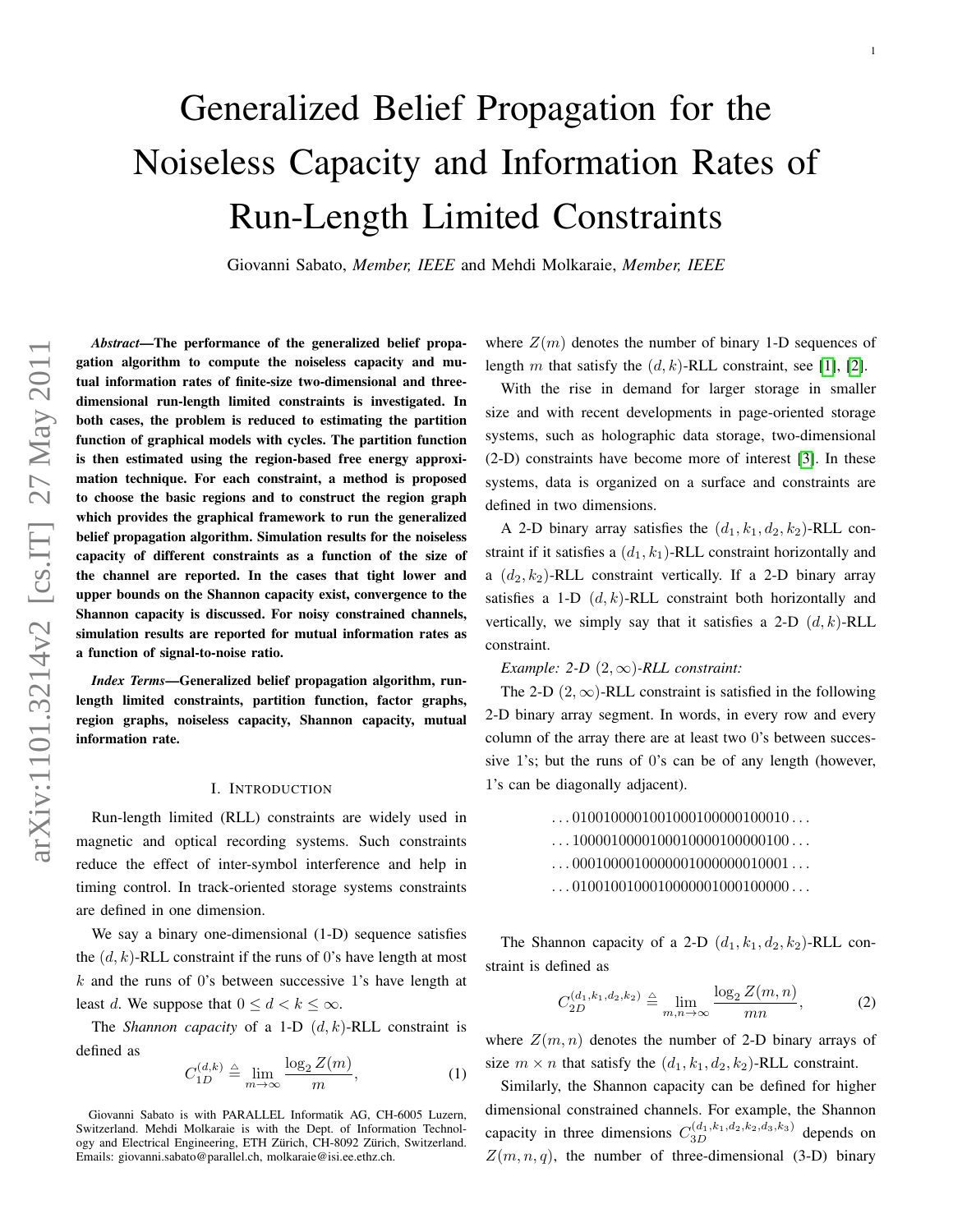# Generalized Belief Propagation for the Noiseless Capacity and Information Rates of Run-Length Limited Constraints

Giovanni Sabato, *Member, IEEE* and Mehdi Molkaraie, *Member, IEEE*

***Abstract*—The performance of the generalized belief propagation algorithm to compute the noiseless capacity and mutual information rates of finite-size two-dimensional and three-dimensional run-length limited constraints is investigated. In both cases, the problem is reduced to estimating the partition function of graphical models with cycles. The partition function is then estimated using the region-based free energy approximation technique. For each constraint, a method is proposed to choose the basic regions and to construct the region graph which provides the graphical framework to run the generalized belief propagation algorithm. Simulation results for the noiseless capacity of different constraints as a function of the size of the channel are reported. In the cases that tight lower and upper bounds on the Shannon capacity exist, convergence to the Shannon capacity is discussed. For noisy constrained channels, simulation results are reported for mutual information rates as a function of signal-to-noise ratio.**

***Index Terms*—Generalized belief propagation algorithm, run-length limited constraints, partition function, factor graphs, region graphs, noiseless capacity, Shannon capacity, mutual information rate.**

## I. Introduction

Run-length limited (RLL) constraints are widely used in magnetic and optical recording systems. Such constraints reduce the effect of inter-symbol interference and help in timing control. In track-oriented storage systems constraints are defined in one dimension.

We say a binary one-dimensional (1-D) sequence satisfies the $(d, k)$-RLL constraint if the runs of 0's have length at most $k$ and the runs of 0's between successive 1's have length at least $d$. We suppose that $0 \leq d < k \leq \infty$.

The *Shannon capacity* of a 1-D $(d, k)$-RLL constraint is defined as

$$C_{1D}^{(d,k)} \triangleq \lim_{m \to \infty} \frac{\log_2 Z(m)}{m}, \tag{1}$$

where $Z(m)$ denotes the number of binary 1-D sequences of length $m$ that satisfy the $(d, k)$-RLL constraint, see [1], [2].

With the rise in demand for larger storage in smaller size and with recent developments in page-oriented storage systems, such as holographic data storage, two-dimensional (2-D) constraints have become more of interest [3]. In these systems, data is organized on a surface and constraints are defined in two dimensions.

A 2-D binary array satisfies the $(d_1, k_1, d_2, k_2)$-RLL constraint if it satisfies a $(d_1, k_1)$-RLL constraint horizontally and a $(d_2, k_2)$-RLL constraint vertically. If a 2-D binary array satisfies a 1-D $(d, k)$-RLL constraint both horizontally and vertically, we simply say that it satisfies a 2-D $(d, k)$-RLL constraint.

*Example: 2-D $(2, \infty)$-RLL constraint:*

The 2-D $(2, \infty)$-RLL constraint is satisfied in the following 2-D binary array segment. In words, in every row and every column of the array there are at least two 0's between successive 1's; but the runs of 0's can be of any length (however, 1's can be diagonally adjacent).

```
...0100100001001000100000100010...
...1000010000100010000100000100...
...0001000010000001000000010001...
...0100100100010000001000100000...
```

The Shannon capacity of a 2-D $(d_1, k_1, d_2, k_2)$-RLL constraint is defined as

$$C_{2D}^{(d_1,k_1,d_2,k_2)} \triangleq \lim_{m,n \to \infty} \frac{\log_2 Z(m, n)}{mn}, \tag{2}$$

where $Z(m, n)$ denotes the number of 2-D binary arrays of size $m \times n$ that satisfy the $(d_1, k_1, d_2, k_2)$-RLL constraint.

Similarly, the Shannon capacity can be defined for higher dimensional constrained channels. For example, the Shannon capacity in three dimensions $C_{3D}^{(d_1,k_1,d_2,k_2,d_3,k_3)}$ depends on $Z(m, n, q)$, the number of three-dimensional (3-D) binary

Giovanni Sabato is with PARALLEL Informatik AG, CH-6005 Luzern, Switzerland. Mehdi Molkaraie is with the Dept. of Information Technology and Electrical Engineering, ETH Zürich, CH-8092 Zürich, Switzerland. Emails: giovanni.sabato@parallel.ch, molkaraie@isi.ee.ethz.ch.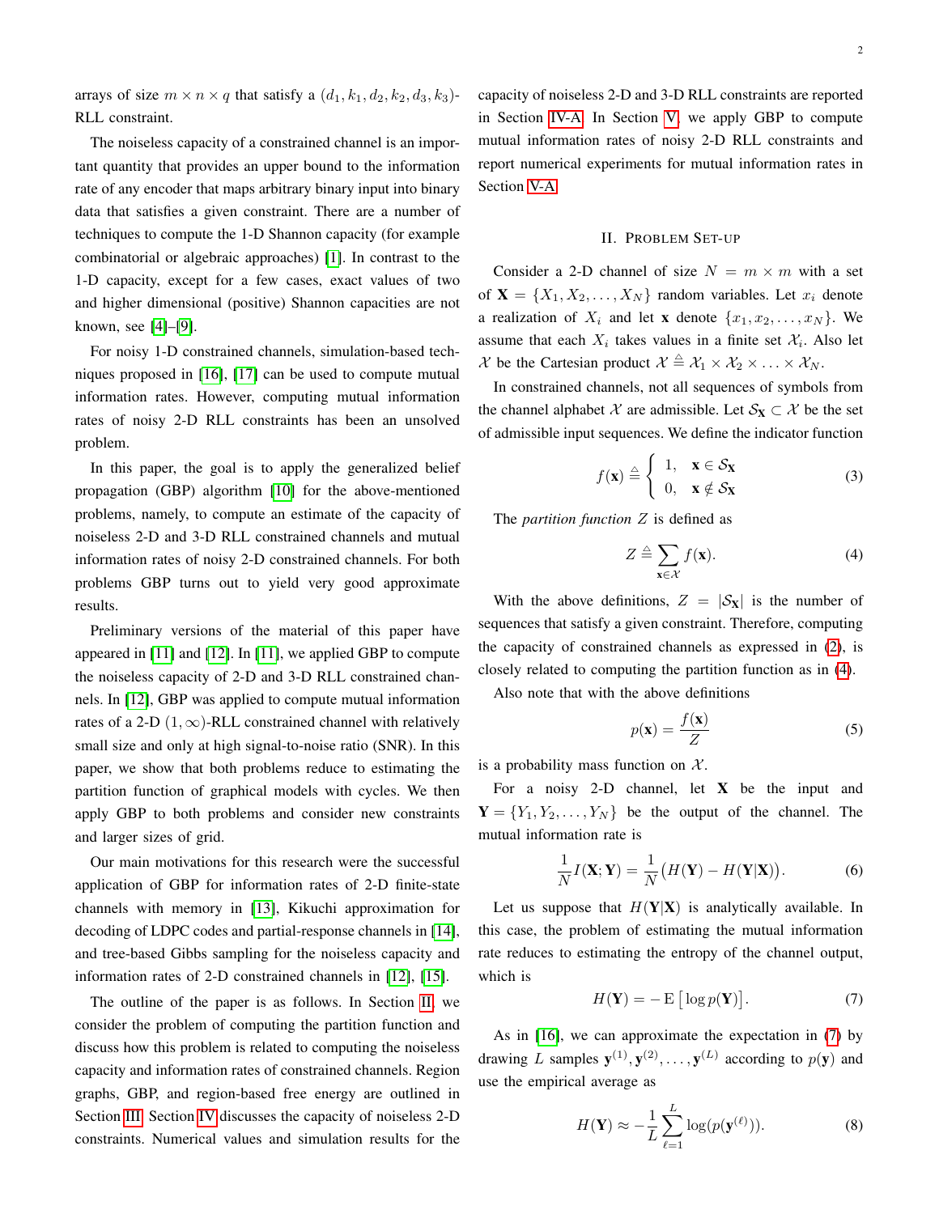arrays of size $m \times n \times q$ that satisfy a $(d_1, k_1, d_2, k_2, d_3, k_3)$-RLL constraint.

The noiseless capacity of a constrained channel is an important quantity that provides an upper bound to the information rate of any encoder that maps arbitrary binary input into binary data that satisfies a given constraint. There are a number of techniques to compute the 1-D Shannon capacity (for example combinatorial or algebraic approaches) [1]. In contrast to the 1-D capacity, except for a few cases, exact values of two and higher dimensional (positive) Shannon capacities are not known, see [4]–[9].

For noisy 1-D constrained channels, simulation-based techniques proposed in [16], [17] can be used to compute mutual information rates. However, computing mutual information rates of noisy 2-D RLL constraints has been an unsolved problem.

In this paper, the goal is to apply the generalized belief propagation (GBP) algorithm [10] for the above-mentioned problems, namely, to compute an estimate of the capacity of noiseless 2-D and 3-D RLL constrained channels and mutual information rates of noisy 2-D constrained channels. For both problems GBP turns out to yield very good approximate results.

Preliminary versions of the material of this paper have appeared in [11] and [12]. In [11], we applied GBP to compute the noiseless capacity of 2-D and 3-D RLL constrained channels. In [12], GBP was applied to compute mutual information rates of a 2-D $(1, \infty)$-RLL constrained channel with relatively small size and only at high signal-to-noise ratio (SNR). In this paper, we show that both problems reduce to estimating the partition function of graphical models with cycles. We then apply GBP to both problems and consider new constraints and larger sizes of grid.

Our main motivations for this research were the successful application of GBP for information rates of 2-D finite-state channels with memory in [13], Kikuchi approximation for decoding of LDPC codes and partial-response channels in [14], and tree-based Gibbs sampling for the noiseless capacity and information rates of 2-D constrained channels in [12], [15].

The outline of the paper is as follows. In Section II, we consider the problem of computing the partition function and discuss how this problem is related to computing the noiseless capacity and information rates of constrained channels. Region graphs, GBP, and region-based free energy are outlined in Section III. Section IV discusses the capacity of noiseless 2-D constraints. Numerical values and simulation results for the capacity of noiseless 2-D and 3-D RLL constraints are reported in Section IV-A. In Section V, we apply GBP to compute mutual information rates of noisy 2-D RLL constraints and report numerical experiments for mutual information rates in Section V-A.

## II. Problem Set-up

Consider a 2-D channel of size $N = m \times m$ with a set of $\mathbf{X} = \{X_1, X_2, \ldots, X_N\}$ random variables. Let $x_i$ denote a realization of $X_i$ and let $\mathbf{x}$ denote $\{x_1, x_2, \ldots, x_N\}$. We assume that each $X_i$ takes values in a finite set $\mathcal{X}_i$. Also let $\mathcal{X}$ be the Cartesian product $\mathcal{X} \triangleq \mathcal{X}_1 \times \mathcal{X}_2 \times \ldots \times \mathcal{X}_N$.

In constrained channels, not all sequences of symbols from the channel alphabet $\mathcal{X}$ are admissible. Let $\mathcal{S}_{\mathbf{X}} \subset \mathcal{X}$ be the set of admissible input sequences. We define the indicator function

$$f(\mathbf{x}) \triangleq \begin{cases} 1, & \mathbf{x} \in \mathcal{S}_{\mathbf{X}} \\ 0, & \mathbf{x} \notin \mathcal{S}_{\mathbf{X}} \end{cases} \tag{3}$$

The *partition function* $Z$ is defined as

$$Z \triangleq \sum_{\mathbf{x} \in \mathcal{X}} f(\mathbf{x}). \tag{4}$$

With the above definitions, $Z = |\mathcal{S}_{\mathbf{X}}|$ is the number of sequences that satisfy a given constraint. Therefore, computing the capacity of constrained channels as expressed in (2), is closely related to computing the partition function as in (4).

Also note that with the above definitions

$$p(\mathbf{x}) = \frac{f(\mathbf{x})}{Z} \tag{5}$$

is a probability mass function on $\mathcal{X}$.

For a noisy 2-D channel, let $\mathbf{X}$ be the input and $\mathbf{Y} = \{Y_1, Y_2, \ldots, Y_N\}$ be the output of the channel. The mutual information rate is

$$\frac{1}{N} I(\mathbf{X}; \mathbf{Y}) = \frac{1}{N}\big(H(\mathbf{Y}) - H(\mathbf{Y}|\mathbf{X})\big). \tag{6}$$

Let us suppose that $H(\mathbf{Y}|\mathbf{X})$ is analytically available. In this case, the problem of estimating the mutual information rate reduces to estimating the entropy of the channel output, which is

$$H(\mathbf{Y}) = -\operatorname{E}\big[\log p(\mathbf{Y})\big]. \tag{7}$$

As in [16], we can approximate the expectation in (7) by drawing $L$ samples $\mathbf{y}^{(1)}, \mathbf{y}^{(2)}, \ldots, \mathbf{y}^{(L)}$ according to $p(\mathbf{y})$ and use the empirical average as

$$H(\mathbf{Y}) \approx -\frac{1}{L} \sum_{\ell=1}^{L} \log(p(\mathbf{y}^{(\ell)})). \tag{8}$$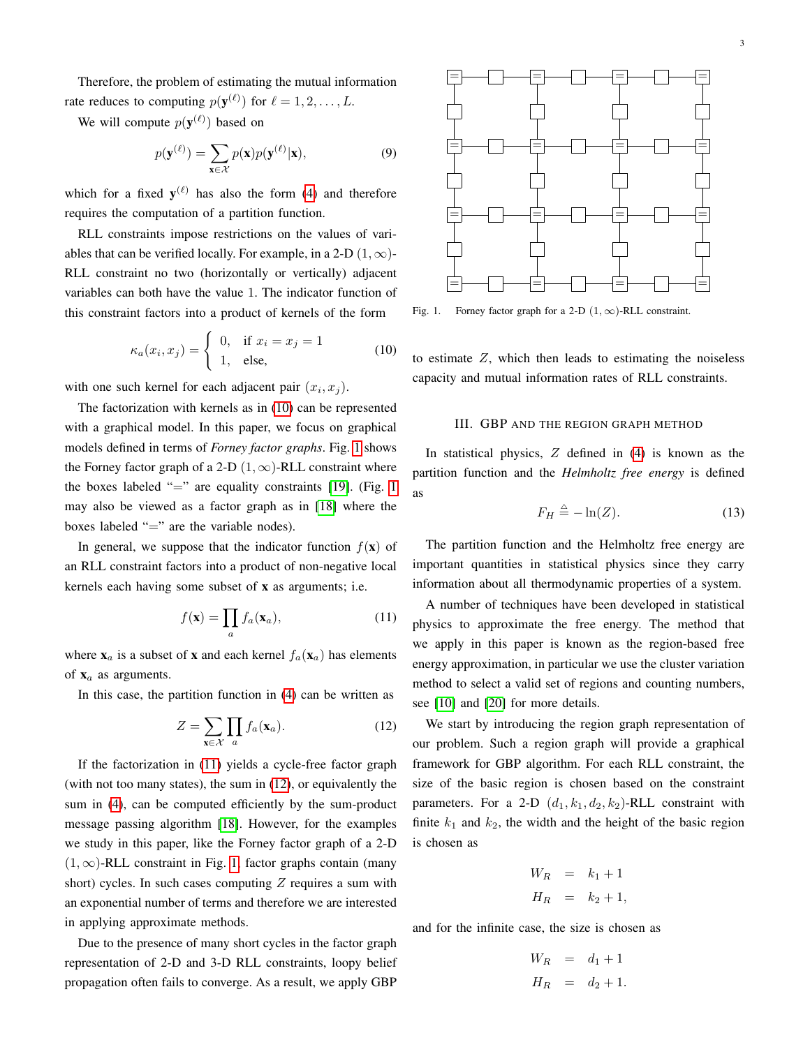Therefore, the problem of estimating the mutual information rate reduces to computing $p(\mathbf{y}^{(\ell)})$ for $\ell = 1, 2, \ldots, L$.

We will compute $p(\mathbf{y}^{(\ell)})$ based on

$$p(\mathbf{y}^{(\ell)}) = \sum_{\mathbf{x} \in \mathcal{X}} p(\mathbf{x}) p(\mathbf{y}^{(\ell)} | \mathbf{x}), \tag{9}$$

which for a fixed $\mathbf{y}^{(\ell)}$ has also the form (4) and therefore requires the computation of a partition function.

RLL constraints impose restrictions on the values of variables that can be verified locally. For example, in a 2-D $(1, \infty)$-RLL constraint no two (horizontally or vertically) adjacent variables can both have the value 1. The indicator function of this constraint factors into a product of kernels of the form

$$\kappa_a(x_i, x_j) = \begin{cases} 0, & \text{if } x_i = x_j = 1 \\ 1, & \text{else,} \end{cases} \tag{10}$$

with one such kernel for each adjacent pair $(x_i, x_j)$.

The factorization with kernels as in (10) can be represented with a graphical model. In this paper, we focus on graphical models defined in terms of *Forney factor graphs*. Fig. 1 shows the Forney factor graph of a 2-D $(1, \infty)$-RLL constraint where the boxes labeled "$=$" are equality constraints [19]. (Fig. 1 may also be viewed as a factor graph as in [18] where the boxes labeled "$=$" are the variable nodes).

In general, we suppose that the indicator function $f(\mathbf{x})$ of an RLL constraint factors into a product of non-negative local kernels each having some subset of $\mathbf{x}$ as arguments; i.e.

$$f(\mathbf{x}) = \prod_a f_a(\mathbf{x}_a), \tag{11}$$

where $\mathbf{x}_a$ is a subset of $\mathbf{x}$ and each kernel $f_a(\mathbf{x}_a)$ has elements of $\mathbf{x}_a$ as arguments.

In this case, the partition function in (4) can be written as

$$Z = \sum_{\mathbf{x} \in \mathcal{X}} \prod_a f_a(\mathbf{x}_a). \tag{12}$$

If the factorization in (11) yields a cycle-free factor graph (with not too many states), the sum in (12), or equivalently the sum in (4), can be computed efficiently by the sum-product message passing algorithm [18]. However, for the examples we study in this paper, like the Forney factor graph of a 2-D $(1, \infty)$-RLL constraint in Fig. 1, factor graphs contain (many short) cycles. In such cases computing $Z$ requires a sum with an exponential number of terms and therefore we are interested in applying approximate methods.

Due to the presence of many short cycles in the factor graph representation of 2-D and 3-D RLL constraints, loopy belief propagation often fails to converge. As a result, we apply GBP to estimate $Z$, which then leads to estimating the noiseless capacity and mutual information rates of RLL constraints.

Fig. 1. Forney factor graph for a 2-D $(1, \infty)$-RLL constraint.

## III. GBP and the Region Graph Method

In statistical physics, $Z$ defined in (4) is known as the partition function and the *Helmholtz free energy* is defined as

$$F_H \triangleq -\ln(Z). \tag{13}$$

The partition function and the Helmholtz free energy are important quantities in statistical physics since they carry information about all thermodynamic properties of a system.

A number of techniques have been developed in statistical physics to approximate the free energy. The method that we apply in this paper is known as the region-based free energy approximation, in particular we use the cluster variation method to select a valid set of regions and counting numbers, see [10] and [20] for more details.

We start by introducing the region graph representation of our problem. Such a region graph will provide a graphical framework for GBP algorithm. For each RLL constraint, the size of the basic region is chosen based on the constraint parameters. For a 2-D $(d_1, k_1, d_2, k_2)$-RLL constraint with finite $k_1$ and $k_2$, the width and the height of the basic region is chosen as

$$\begin{aligned} W_R &= k_1 + 1 \\ H_R &= k_2 + 1, \end{aligned}$$

and for the infinite case, the size is chosen as

$$\begin{aligned} W_R &= d_1 + 1 \\ H_R &= d_2 + 1. \end{aligned}$$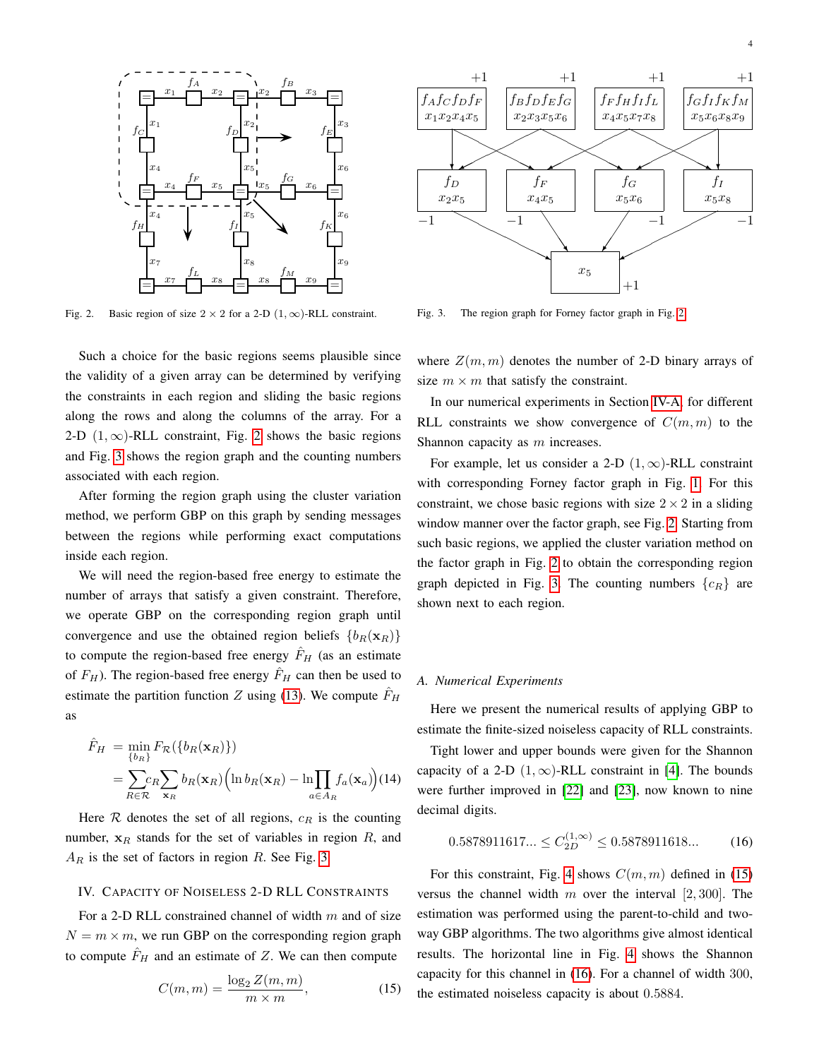Fig. 2. Basic region of size $2 \times 2$ for a 2-D $(1, \infty)$-RLL constraint.

Fig. 3. The region graph for Forney factor graph in Fig. 2

Such a choice for the basic regions seems plausible since the validity of a given array can be determined by verifying the constraints in each region and sliding the basic regions along the rows and along the columns of the array. For a 2-D $(1, \infty)$-RLL constraint, Fig. 2 shows the basic regions and Fig. 3 shows the region graph and the counting numbers associated with each region.

After forming the region graph using the cluster variation method, we perform GBP on this graph by sending messages between the regions while performing exact computations inside each region.

We will need the region-based free energy to estimate the number of arrays that satisfy a given constraint. Therefore, we operate GBP on the corresponding region graph until convergence and use the obtained region beliefs $\{b_R(\mathbf{x}_R)\}$ to compute the region-based free energy $\hat{F}_H$ (as an estimate of $F_H$). The region-based free energy $\hat{F}_H$ can then be used to estimate the partition function $Z$ using (13). We compute $\hat{F}_H$ as

$$
\begin{aligned}
\hat{F}_H &= \min_{\{b_R\}} F_{\mathcal{R}}(\{b_R(\mathbf{x}_R)\}) \\
&= \sum_{R \in \mathcal{R}} c_R \sum_{\mathbf{x}_R} b_R(\mathbf{x}_R) \Big( \ln b_R(\mathbf{x}_R) - \ln \prod_{a \in A_R} f_a(\mathbf{x}_a) \Big) \quad (14)
\end{aligned}
$$

Here $\mathcal{R}$ denotes the set of all regions, $c_R$ is the counting number, $\mathbf{x}_R$ stands for the set of variables in region $R$, and $A_R$ is the set of factors in region $R$. See Fig. 3.

## IV. Capacity of Noiseless 2-D RLL Constraints

For a 2-D RLL constrained channel of width $m$ and of size $N = m \times m$, we run GBP on the corresponding region graph to compute $\hat{F}_H$ and an estimate of $Z$. We can then compute

$$
C(m, m) = \frac{\log_2 Z(m, m)}{m \times m}, \quad (15)
$$

where $Z(m, m)$ denotes the number of 2-D binary arrays of size $m \times m$ that satisfy the constraint.

In our numerical experiments in Section IV-A, for different RLL constraints we show convergence of $C(m, m)$ to the Shannon capacity as $m$ increases.

For example, let us consider a 2-D $(1, \infty)$-RLL constraint with corresponding Forney factor graph in Fig. 1. For this constraint, we chose basic regions with size $2 \times 2$ in a sliding window manner over the factor graph, see Fig. 2. Starting from such basic regions, we applied the cluster variation method on the factor graph in Fig. 2 to obtain the corresponding region graph depicted in Fig. 3. The counting numbers $\{c_R\}$ are shown next to each region.

### A. Numerical Experiments

Here we present the numerical results of applying GBP to estimate the finite-sized noiseless capacity of RLL constraints.

Tight lower and upper bounds were given for the Shannon capacity of a 2-D $(1, \infty)$-RLL constraint in [4]. The bounds were further improved in [22] and [23], now known to nine decimal digits.

$$
0.5878911617... \leq C_{2D}^{(1,\infty)} \leq 0.5878911618... \quad (16)
$$

For this constraint, Fig. 4 shows $C(m, m)$ defined in (15) versus the channel width $m$ over the interval $[2, 300]$. The estimation was performed using the parent-to-child and two-way GBP algorithms. The two algorithms give almost identical results. The horizontal line in Fig. 4 shows the Shannon capacity for this channel in (16). For a channel of width 300, the estimated noiseless capacity is about 0.5884.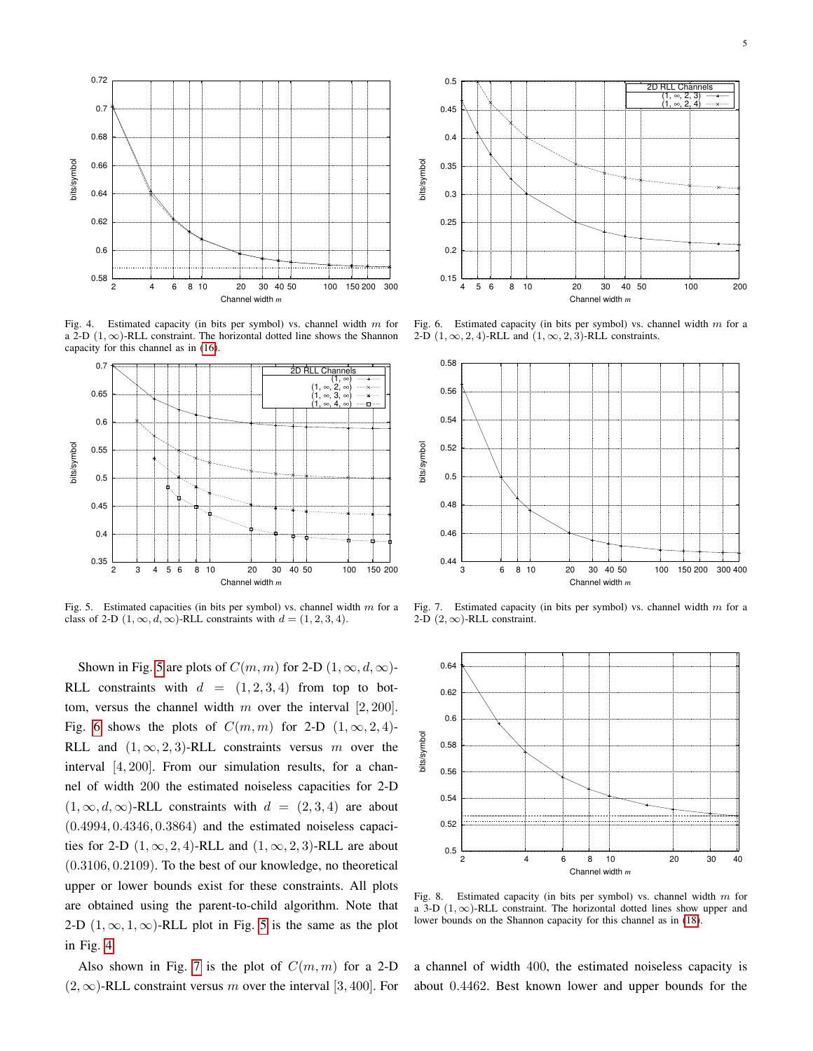Fig. 4. Estimated capacity (in bits per symbol) vs. channel width $m$ for a 2-D $(1,\infty)$-RLL constraint. The horizontal dotted line shows the Shannon capacity for this channel as in (16).

Fig. 5. Estimated capacities (in bits per symbol) vs. channel width $m$ for a class of 2-D $(1,\infty,d,\infty)$-RLL constraints with $d = (1,2,3,4)$.

Shown in Fig. 5 are plots of $C(m,m)$ for 2-D $(1,\infty,d,\infty)$-RLL constraints with $d = (1,2,3,4)$ from top to bottom, versus the channel width $m$ over the interval $[2,200]$. Fig. 6 shows the plots of $C(m,m)$ for 2-D $(1,\infty,2,4)$-RLL and $(1,\infty,2,3)$-RLL constraints versus $m$ over the interval $[4,200]$. From our simulation results, for a channel of width 200 the estimated noiseless capacities for 2-D $(1,\infty,d,\infty)$-RLL constraints with $d = (2,3,4)$ are about $(0.4994, 0.4346, 0.3864)$ and the estimated noiseless capacities for 2-D $(1,\infty,2,4)$-RLL and $(1,\infty,2,3)$-RLL are about $(0.3106, 0.2109)$. To the best of our knowledge, no theoretical upper or lower bounds exist for these constraints. All plots are obtained using the parent-to-child algorithm. Note that 2-D $(1,\infty,1,\infty)$-RLL plot in Fig. 5 is the same as the plot in Fig. 4.

Also shown in Fig. 7 is the plot of $C(m,m)$ for a 2-D $(2,\infty)$-RLL constraint versus $m$ over the interval $[3,400]$. For

Fig. 6. Estimated capacity (in bits per symbol) vs. channel width $m$ for a 2-D $(1,\infty,2,4)$-RLL and $(1,\infty,2,3)$-RLL constraints.

Fig. 7. Estimated capacity (in bits per symbol) vs. channel width $m$ for a 2-D $(2,\infty)$-RLL constraint.

Fig. 8. Estimated capacity (in bits per symbol) vs. channel width $m$ for a 3-D $(1,\infty)$-RLL constraint. The horizontal dotted lines show upper and lower bounds on the Shannon capacity for this channel as in (18).

a channel of width 400, the estimated noiseless capacity is about 0.4462. Best known lower and upper bounds for the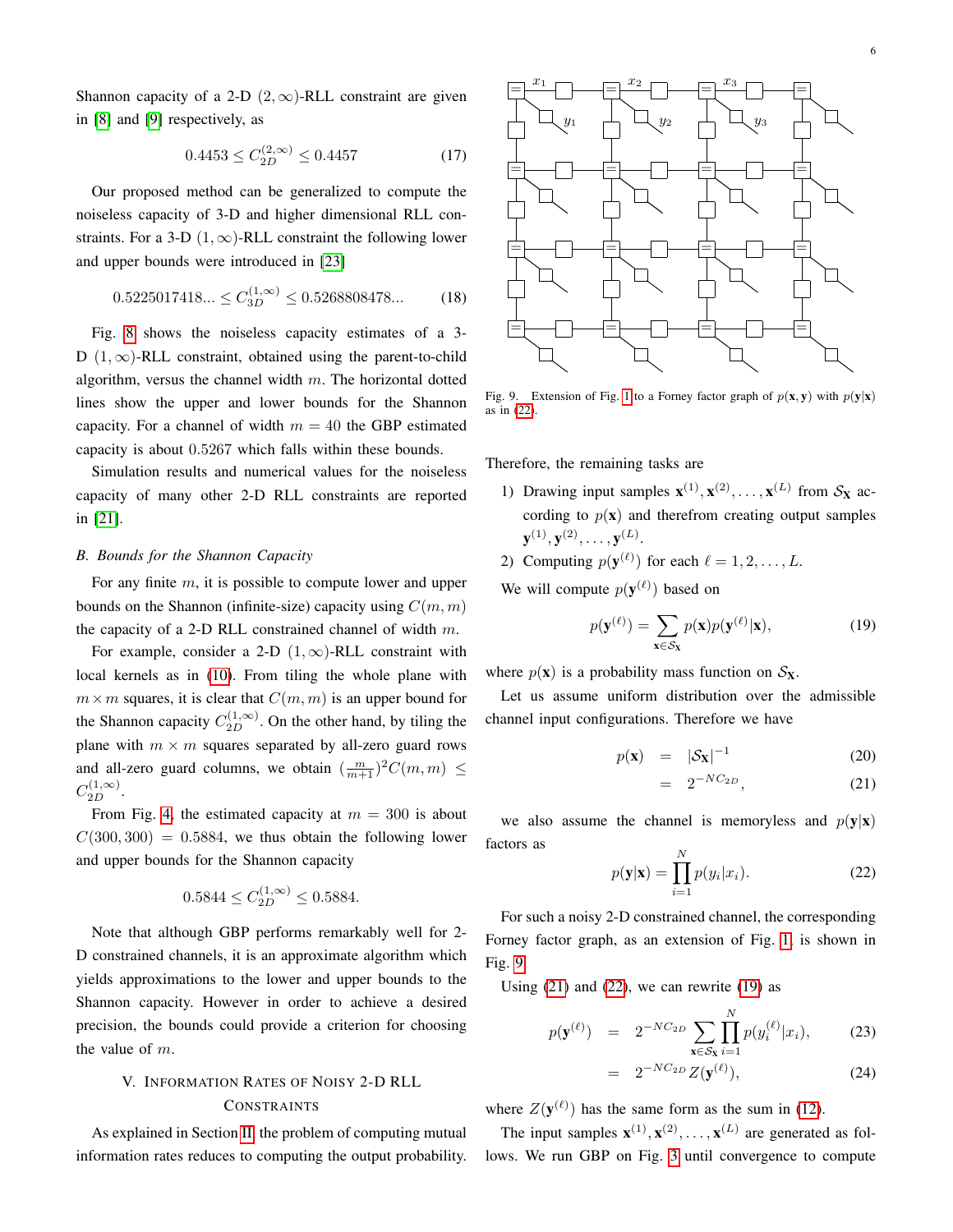Shannon capacity of a 2-D $(2,\infty)$-RLL constraint are given in [8] and [9] respectively, as

$$0.4453 \le C_{2D}^{(2,\infty)} \le 0.4457 \tag{17}$$

Our proposed method can be generalized to compute the noiseless capacity of 3-D and higher dimensional RLL constraints. For a 3-D $(1,\infty)$-RLL constraint the following lower and upper bounds were introduced in [23]

$$0.5225017418... \le C_{3D}^{(1,\infty)} \le 0.5268808478... \tag{18}$$

Fig. 8 shows the noiseless capacity estimates of a 3-D $(1,\infty)$-RLL constraint, obtained using the parent-to-child algorithm, versus the channel width $m$. The horizontal dotted lines show the upper and lower bounds for the Shannon capacity. For a channel of width $m = 40$ the GBP estimated capacity is about 0.5267 which falls within these bounds.

Simulation results and numerical values for the noiseless capacity of many other 2-D RLL constraints are reported in [21].

### B. Bounds for the Shannon Capacity

For any finite $m$, it is possible to compute lower and upper bounds on the Shannon (infinite-size) capacity using $C(m,m)$ the capacity of a 2-D RLL constrained channel of width $m$.

For example, consider a 2-D $(1,\infty)$-RLL constraint with local kernels as in (10). From tiling the whole plane with $m\times m$ squares, it is clear that $C(m,m)$ is an upper bound for the Shannon capacity $C_{2D}^{(1,\infty)}$. On the other hand, by tiling the plane with $m\times m$ squares separated by all-zero guard rows and all-zero guard columns, we obtain $(\frac{m}{m+1})^2 C(m,m) \le C_{2D}^{(1,\infty)}$.

From Fig. 4, the estimated capacity at $m = 300$ is about $C(300,300) = 0.5884$, we thus obtain the following lower and upper bounds for the Shannon capacity

$$0.5844 \le C_{2D}^{(1,\infty)} \le 0.5884.$$

Note that although GBP performs remarkably well for 2-D constrained channels, it is an approximate algorithm which yields approximations to the lower and upper bounds to the Shannon capacity. However in order to achieve a desired precision, the bounds could provide a criterion for choosing the value of $m$.

## V. Information Rates of Noisy 2-D RLL Constraints

As explained in Section II, the problem of computing mutual information rates reduces to computing the output probability.

Fig. 9. Extension of Fig. 1 to a Forney factor graph of $p(\mathbf{x},\mathbf{y})$ with $p(\mathbf{y}|\mathbf{x})$ as in (22).

Therefore, the remaining tasks are

1) Drawing input samples $\mathbf{x}^{(1)},\mathbf{x}^{(2)},\ldots,\mathbf{x}^{(L)}$ from $\mathcal{S}_\mathbf{X}$ according to $p(\mathbf{x})$ and therefrom creating output samples $\mathbf{y}^{(1)},\mathbf{y}^{(2)},\ldots,\mathbf{y}^{(L)}$.
2) Computing $p(\mathbf{y}^{(\ell)})$ for each $\ell = 1,2,\ldots,L$.

We will compute $p(\mathbf{y}^{(\ell)})$ based on

$$p(\mathbf{y}^{(\ell)}) = \sum_{\mathbf{x}\in\mathcal{S}_\mathbf{X}} p(\mathbf{x})p(\mathbf{y}^{(\ell)}|\mathbf{x}), \tag{19}$$

where $p(\mathbf{x})$ is a probability mass function on $\mathcal{S}_\mathbf{X}$.

Let us assume uniform distribution over the admissible channel input configurations. Therefore we have

$$\begin{aligned} p(\mathbf{x}) &= |\mathcal{S}_\mathbf{X}|^{-1} &(20)\\ &= 2^{-NC_{2D}}, &(21)\end{aligned}$$

we also assume the channel is memoryless and $p(\mathbf{y}|\mathbf{x})$ factors as

$$p(\mathbf{y}|\mathbf{x}) = \prod_{i=1}^{N} p(y_i|x_i). \tag{22}$$

For such a noisy 2-D constrained channel, the corresponding Forney factor graph, as an extension of Fig. 1, is shown in Fig. 9.

Using (21) and (22), we can rewrite (19) as

$$\begin{aligned} p(\mathbf{y}^{(\ell)}) &= 2^{-NC_{2D}} \sum_{\mathbf{x}\in\mathcal{S}_\mathbf{X}} \prod_{i=1}^{N} p(y_i^{(\ell)}|x_i), &(23)\\ &= 2^{-NC_{2D}} Z(\mathbf{y}^{(\ell)}), &(24)\end{aligned}$$

where $Z(\mathbf{y}^{(\ell)})$ has the same form as the sum in (12).

The input samples $\mathbf{x}^{(1)},\mathbf{x}^{(2)},\ldots,\mathbf{x}^{(L)}$ are generated as follows. We run GBP on Fig. 3 until convergence to compute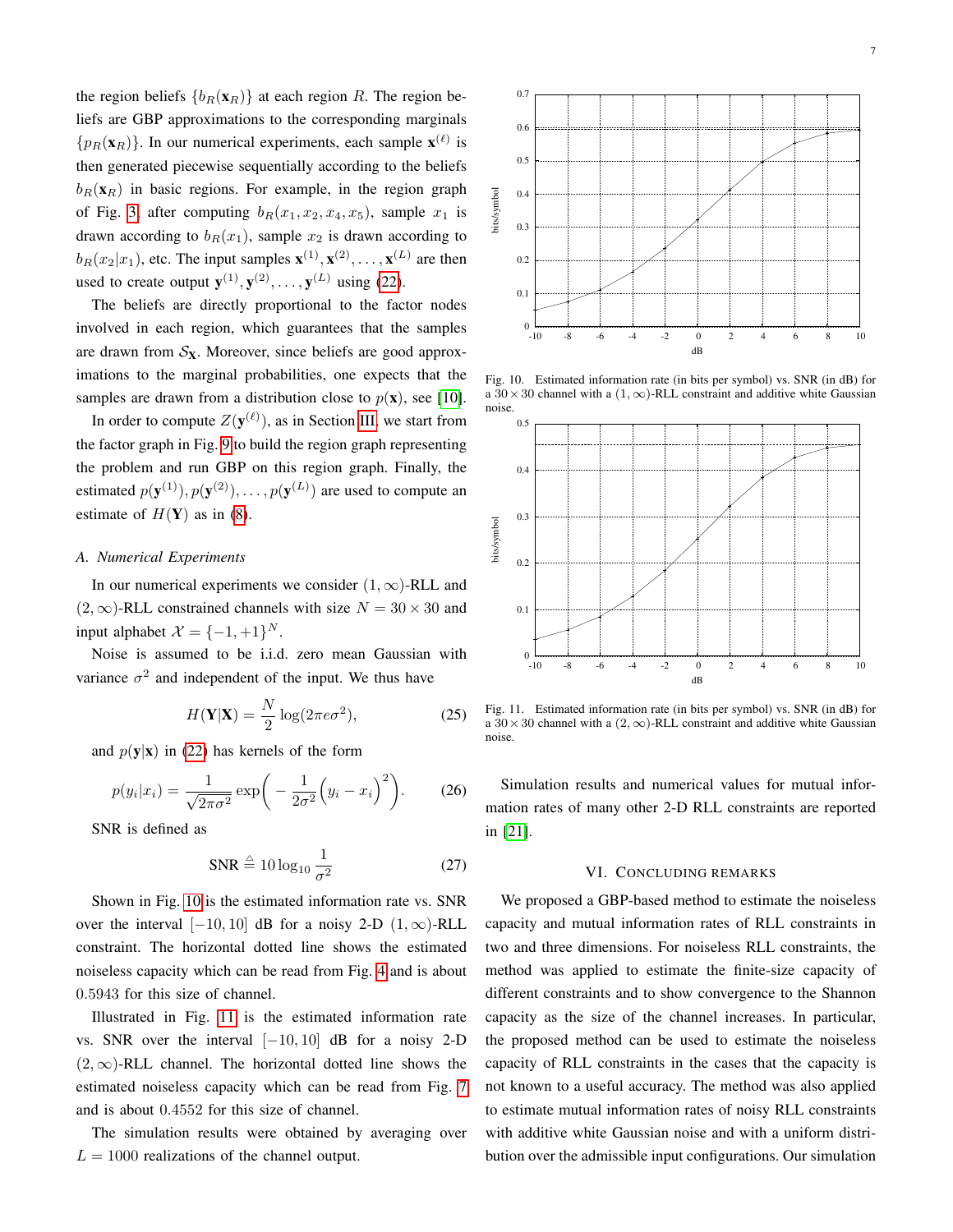the region beliefs $\{b_R(\mathbf{x}_R)\}$ at each region $R$. The region beliefs are GBP approximations to the corresponding marginals $\{p_R(\mathbf{x}_R)\}$. In our numerical experiments, each sample $\mathbf{x}^{(\ell)}$ is then generated piecewise sequentially according to the beliefs $b_R(\mathbf{x}_R)$ in basic regions. For example, in the region graph of Fig. 3, after computing $b_R(x_1, x_2, x_4, x_5)$, sample $x_1$ is drawn according to $b_R(x_1)$, sample $x_2$ is drawn according to $b_R(x_2|x_1)$, etc. The input samples $\mathbf{x}^{(1)}, \mathbf{x}^{(2)}, \ldots, \mathbf{x}^{(L)}$ are then used to create output $\mathbf{y}^{(1)}, \mathbf{y}^{(2)}, \ldots, \mathbf{y}^{(L)}$ using (22).

The beliefs are directly proportional to the factor nodes involved in each region, which guarantees that the samples are drawn from $\mathcal{S}_{\mathbf{X}}$. Moreover, since beliefs are good approximations to the marginal probabilities, one expects that the samples are drawn from a distribution close to $p(\mathbf{x})$, see [10].

In order to compute $Z(\mathbf{y}^{(\ell)})$, as in Section III, we start from the factor graph in Fig. 9 to build the region graph representing the problem and run GBP on this region graph. Finally, the estimated $p(\mathbf{y}^{(1)}), p(\mathbf{y}^{(2)}), \ldots, p(\mathbf{y}^{(L)})$ are used to compute an estimate of $H(\mathbf{Y})$ as in (8).

### A. Numerical Experiments

In our numerical experiments we consider $(1,\infty)$-RLL and $(2,\infty)$-RLL constrained channels with size $N = 30 \times 30$ and input alphabet $\mathcal{X} = \{-1, +1\}^N$.

Noise is assumed to be i.i.d. zero mean Gaussian with variance $\sigma^2$ and independent of the input. We thus have

$$H(\mathbf{Y}|\mathbf{X}) = \frac{N}{2}\log(2\pi e\sigma^2), \tag{25}$$

and $p(\mathbf{y}|\mathbf{x})$ in (22) has kernels of the form

$$p(y_i|x_i) = \frac{1}{\sqrt{2\pi\sigma^2}}\exp\left(-\frac{1}{2\sigma^2}\Big(y_i - x_i\Big)^2\right). \tag{26}$$

SNR is defined as

$$\text{SNR} \stackrel{\triangle}{=} 10\log_{10}\frac{1}{\sigma^2} \tag{27}$$

Shown in Fig. 10 is the estimated information rate vs. SNR over the interval $[-10, 10]$ dB for a noisy 2-D $(1,\infty)$-RLL constraint. The horizontal dotted line shows the estimated noiseless capacity which can be read from Fig. 4 and is about $0.5943$ for this size of channel.

Illustrated in Fig. 11 is the estimated information rate vs. SNR over the interval $[-10, 10]$ dB for a noisy 2-D $(2,\infty)$-RLL channel. The horizontal dotted line shows the estimated noiseless capacity which can be read from Fig. 7 and is about $0.4552$ for this size of channel.

The simulation results were obtained by averaging over $L = 1000$ realizations of the channel output.

Fig. 10. Estimated information rate (in bits per symbol) vs. SNR (in dB) for a $30 \times 30$ channel with a $(1,\infty)$-RLL constraint and additive white Gaussian noise.

Fig. 11. Estimated information rate (in bits per symbol) vs. SNR (in dB) for a $30 \times 30$ channel with a $(2,\infty)$-RLL constraint and additive white Gaussian noise.

Simulation results and numerical values for mutual information rates of many other 2-D RLL constraints are reported in [21].

## VI. Concluding Remarks

We proposed a GBP-based method to estimate the noiseless capacity and mutual information rates of RLL constraints in two and three dimensions. For noiseless RLL constraints, the method was applied to estimate the finite-size capacity of different constraints and to show convergence to the Shannon capacity as the size of the channel increases. In particular, the proposed method can be used to estimate the noiseless capacity of RLL constraints in the cases that the capacity is not known to a useful accuracy. The method was also applied to estimate mutual information rates of noisy RLL constraints with additive white Gaussian noise and with a uniform distribution over the admissible input configurations. Our simulation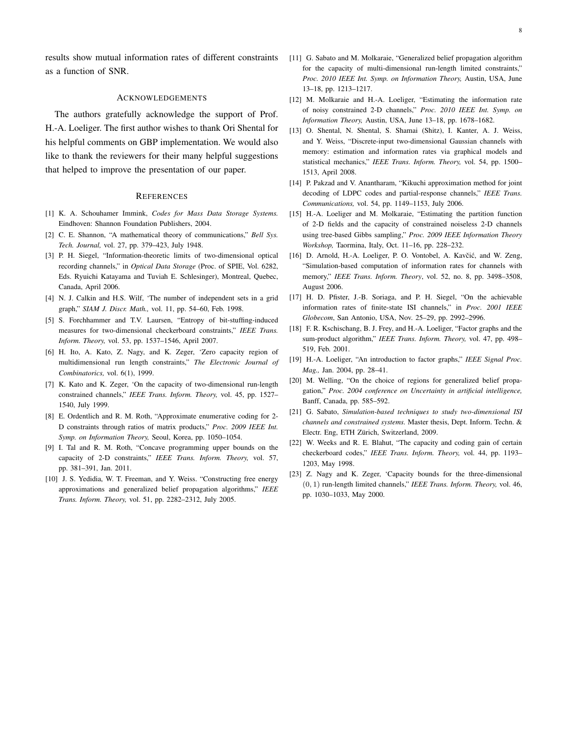results show mutual information rates of different constraints as a function of SNR.

## Acknowledgements

The authors gratefully acknowledge the support of Prof. H.-A. Loeliger. The first author wishes to thank Ori Shental for his helpful comments on GBP implementation. We would also like to thank the reviewers for their many helpful suggestions that helped to improve the presentation of our paper.

## References

[1] K. A. Schouhamer Immink, *Codes for Mass Data Storage Systems.* Eindhoven: Shannon Foundation Publishers, 2004.

[2] C. E. Shannon, "A mathematical theory of communications," *Bell Sys. Tech. Journal,* vol. 27, pp. 379–423, July 1948.

[3] P. H. Siegel, "Information-theoretic limits of two-dimensional optical recording channels," in *Optical Data Storage* (Proc. of SPIE, Vol. 6282, Eds. Ryuichi Katayama and Tuviah E. Schlesinger), Montreal, Quebec, Canada, April 2006.

[4] N. J. Calkin and H.S. Wilf, 'The number of independent sets in a grid graph," *SIAM J. Discr. Math.,* vol. 11, pp. 54–60, Feb. 1998.

[5] S. Forchhammer and T.V. Laursen, "Entropy of bit-stuffing-induced measures for two-dimensional checkerboard constraints," *IEEE Trans. Inform. Theory,* vol. 53, pp. 1537–1546, April 2007.

[6] H. Ito, A. Kato, Z. Nagy, and K. Zeger, 'Zero capacity region of multidimensional run length constraints," *The Electronic Journal of Combinatorics,* vol. 6(1), 1999.

[7] K. Kato and K. Zeger, 'On the capacity of two-dimensional run-length constrained channels," *IEEE Trans. Inform. Theory,* vol. 45, pp. 1527–1540, July 1999.

[8] E. Ordentlich and R. M. Roth, "Approximate enumerative coding for 2-D constraints through ratios of matrix products," *Proc. 2009 IEEE Int. Symp. on Information Theory,* Seoul, Korea, pp. 1050–1054.

[9] I. Tal and R. M. Roth, "Concave programming upper bounds on the capacity of 2-D constraints," *IEEE Trans. Inform. Theory,* vol. 57, pp. 381–391, Jan. 2011.

[10] J. S. Yedidia, W. T. Freeman, and Y. Weiss. "Constructing free energy approximations and generalized belief propagation algorithms," *IEEE Trans. Inform. Theory,* vol. 51, pp. 2282–2312, July 2005.

[11] G. Sabato and M. Molkaraie, "Generalized belief propagation algorithm for the capacity of multi-dimensional run-length limited constraints," *Proc. 2010 IEEE Int. Symp. on Information Theory,* Austin, USA, June 13–18, pp. 1213–1217.

[12] M. Molkaraie and H.-A. Loeliger, "Estimating the information rate of noisy constrained 2-D channels," *Proc. 2010 IEEE Int. Symp. on Information Theory,* Austin, USA, June 13–18, pp. 1678–1682.

[13] O. Shental, N. Shental, S. Shamai (Shitz), I. Kanter, A. J. Weiss, and Y. Weiss, "Discrete-input two-dimensional Gaussian channels with memory: estimation and information rates via graphical models and statistical mechanics," *IEEE Trans. Inform. Theory,* vol. 54, pp. 1500–1513, April 2008.

[14] P. Pakzad and V. Anantharam, "Kikuchi approximation method for joint decoding of LDPC codes and partial-response channels," *IEEE Trans. Communications,* vol. 54, pp. 1149–1153, July 2006.

[15] H.-A. Loeliger and M. Molkaraie, "Estimating the partition function of 2-D fields and the capacity of constrained noiseless 2-D channels using tree-based Gibbs sampling," *Proc. 2009 IEEE Information Theory Workshop,* Taormina, Italy, Oct. 11–16, pp. 228–232.

[16] D. Arnold, H.-A. Loeliger, P. O. Vontobel, A. Kavčić, and W. Zeng, "Simulation-based computation of information rates for channels with memory," *IEEE Trans. Inform. Theory*, vol. 52, no. 8, pp. 3498–3508, August 2006.

[17] H. D. Pfister, J.-B. Soriaga, and P. H. Siegel, "On the achievable information rates of finite-state ISI channels," in *Proc. 2001 IEEE Globecom*, San Antonio, USA, Nov. 25–29, pp. 2992–2996.

[18] F. R. Kschischang, B. J. Frey, and H.-A. Loeliger, "Factor graphs and the sum-product algorithm," *IEEE Trans. Inform. Theory,* vol. 47, pp. 498–519, Feb. 2001.

[19] H.-A. Loeliger, "An introduction to factor graphs," *IEEE Signal Proc. Mag.,* Jan. 2004, pp. 28–41.

[20] M. Welling, "On the choice of regions for generalized belief propagation," *Proc. 2004 conference on Uncertainty in artificial intelligence,* Banff, Canada, pp. 585–592.

[21] G. Sabato, *Simulation-based techniques to study two-dimensional ISI channels and constrained systems*. Master thesis, Dept. Inform. Techn. & Electr. Eng, ETH Zürich, Switzerland, 2009.

[22] W. Weeks and R. E. Blahut, "The capacity and coding gain of certain checkerboard codes," *IEEE Trans. Inform. Theory,* vol. 44, pp. 1193–1203, May 1998.

[23] Z. Nagy and K. Zeger, 'Capacity bounds for the three-dimensional $(0, 1)$ run-length limited channels," *IEEE Trans. Inform. Theory,* vol. 46, pp. 1030–1033, May 2000.